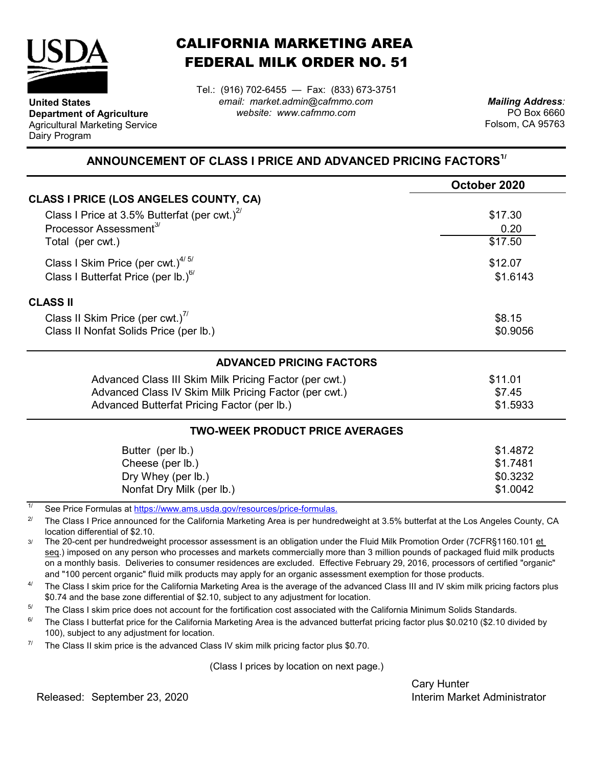**United States Department of Agriculture**
Agricultural Marketing Service
Dairy Program

# CALIFORNIA MARKETING AREA FEDERAL MILK ORDER NO. 51

Tel.: (916) 702-6455 — Fax: (833) 673-3751
*email: market.admin@cafmmo.com*
*website: www.cafmmo.com*

*Mailing Address:*
PO Box 6660
Folsom, CA 95763

## ANNOUNCEMENT OF CLASS I PRICE AND ADVANCED PRICING FACTORS[1/]

| | October 2020 |
|---|---|
| **CLASS I PRICE (LOS ANGELES COUNTY, CA)** | |
| Class I Price at 3.5% Butterfat (per cwt.)[2/] | $17.30 |
| Processor Assessment[3/] | 0.20 |
| Total (per cwt.) | $17.50 |
| Class I Skim Price (per cwt.)[4/ 5/] | $12.07 |
| Class I Butterfat Price (per lb.)[6/] | $1.6143 |
| **CLASS II** | |
| Class II Skim Price (per cwt.)[7/] | $8.15 |
| Class II Nonfat Solids Price (per lb.) | $0.9056 |

### ADVANCED PRICING FACTORS

| | |
|---|---|
| Advanced Class III Skim Milk Pricing Factor (per cwt.) | $11.01 |
| Advanced Class IV Skim Milk Pricing Factor (per cwt.) | $7.45 |
| Advanced Butterfat Pricing Factor (per lb.) | $1.5933 |

### TWO-WEEK PRODUCT PRICE AVERAGES

| | |
|---|---|
| Butter (per lb.) | $1.4872 |
| Cheese (per lb.) | $1.7481 |
| Dry Whey (per lb.) | $0.3232 |
| Nonfat Dry Milk (per lb.) | $1.0042 |

1/ See Price Formulas at https://www.ams.usda.gov/resources/price-formulas.

2/ The Class I Price announced for the California Marketing Area is per hundredweight at 3.5% butterfat at the Los Angeles County, CA location differential of $2.10.

3/ The 20-cent per hundredweight processor assessment is an obligation under the Fluid Milk Promotion Order (7CFR§1160.101 et seq.) imposed on any person who processes and markets commercially more than 3 million pounds of packaged fluid milk products on a monthly basis. Deliveries to consumer residences are excluded. Effective February 29, 2016, processors of certified "organic" and "100 percent organic" fluid milk products may apply for an organic assessment exemption for those products.

4/ The Class I skim price for the California Marketing Area is the average of the advanced Class III and IV skim milk pricing factors plus $0.74 and the base zone differential of $2.10, subject to any adjustment for location.

5/ The Class I skim price does not account for the fortification cost associated with the California Minimum Solids Standards.

6/ The Class I butterfat price for the California Marketing Area is the advanced butterfat pricing factor plus $0.0210 ($2.10 divided by 100), subject to any adjustment for location.

7/ The Class II skim price is the advanced Class IV skim milk pricing factor plus $0.70.

(Class I prices by location on next page.)

Released: September 23, 2020

Cary Hunter
Interim Market Administrator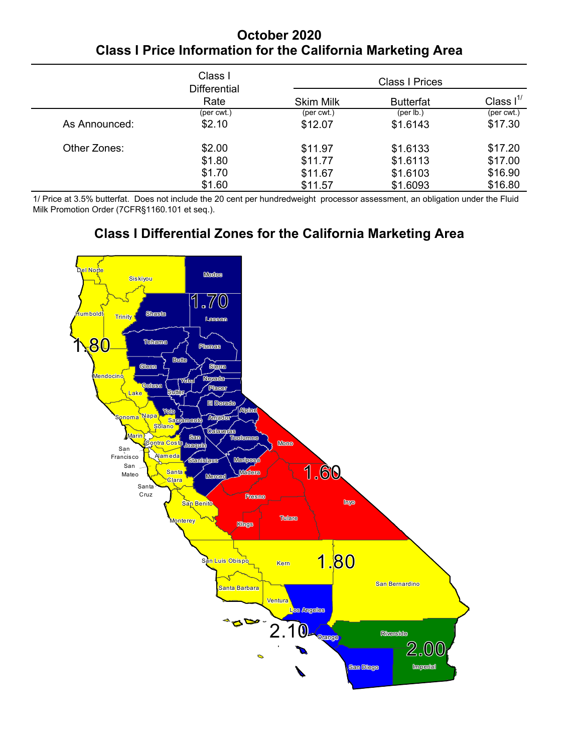# October 2020
# Class I Price Information for the California Marketing Area

| | Class I Differential Rate | Class I Prices | | |
|---|---|---|---|---|
| | | Skim Milk | Butterfat | Class I[1/] |
| | (per cwt.) | (per cwt.) | (per lb.) | (per cwt.) |
| As Announced: | $2.10 | $12.07 | $1.6143 | $17.30 |
| Other Zones: | $2.00 | $11.97 | $1.6133 | $17.20 |
| | $1.80 | $11.77 | $1.6113 | $17.00 |
| | $1.70 | $11.67 | $1.6103 | $16.90 |
| | $1.60 | $11.57 | $1.6093 | $16.80 |

1/ Price at 3.5% butterfat. Does not include the 20 cent per hundredweight processor assessment, an obligation under the Fluid Milk Promotion Order (7CFR§1160.101 et seq.).

## Class I Differential Zones for the California Marketing Area

Del Norte
Siskiyou
Modoc
1.70
Humboldt
Trinity
Shasta
Lassen
1.80
Tehama
Plumas
Butte
Glenn
Sierra
Mendocino
Nevada
Yuba
Colusa
Placer
Lake
Sutter
El Dorado
Yolo
Alpine
Sonoma
Napa
Sacramento
Amador
Solano
Calaveras
Marin
Tuolumne
Mono
San Joaquin
Contra Costa
San Francisco
Alameda
Stanislaus
Mariposa
San Mateo
Santa Clara
Madera
1.60
Merced
Santa Cruz
Fresno
San Benito
Inyo
Tulare
Monterey
Kings
San Luis Obispo
Kern
1.80
San Bernardino
Santa Barbara
Ventura
Los Angeles
2.10
Orange
Riverside
2.00
San Diego
Imperial